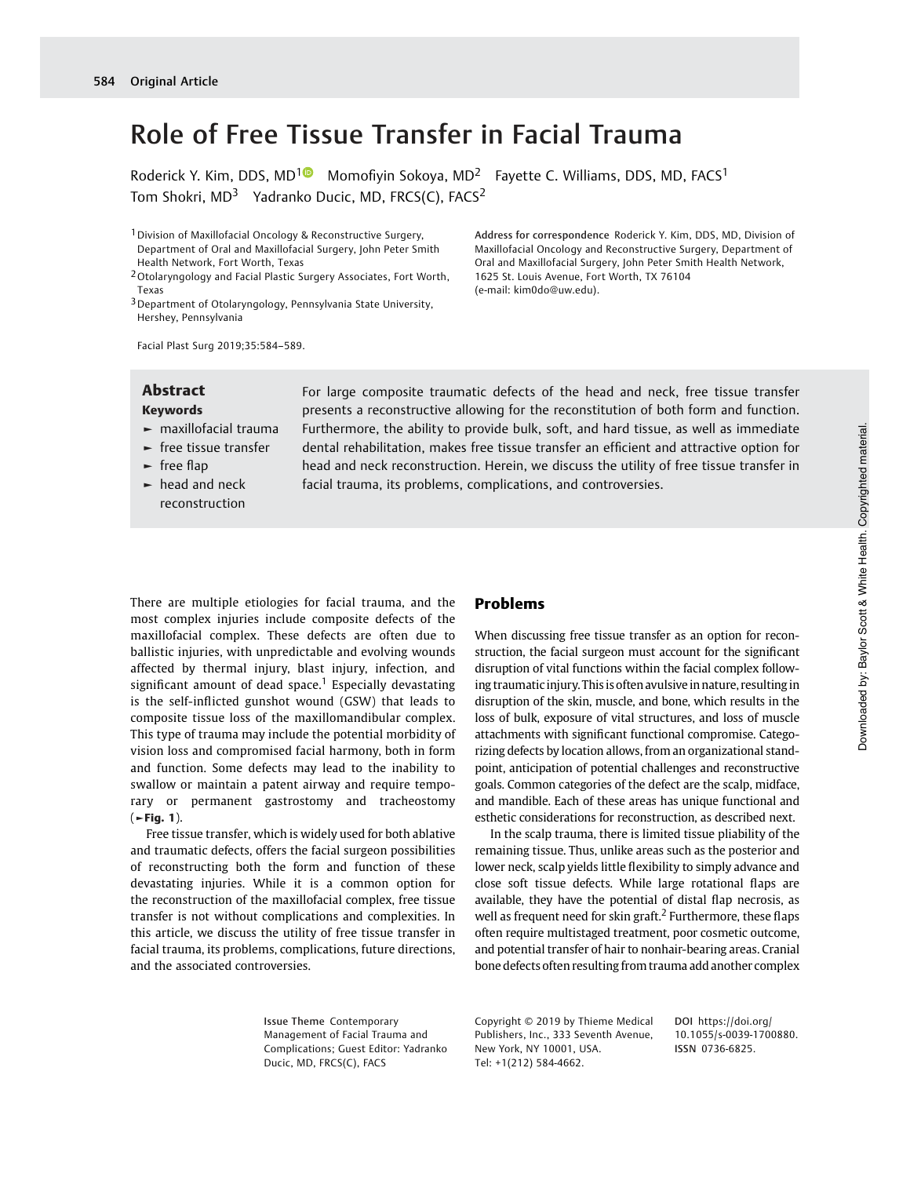# Role of Free Tissue Transfer in Facial Trauma

Roderick Y. Kim, DDS, MD[1] Momofiyin Sokoya, MD[2] Fayette C. Williams, DDS, MD, FACS[1] Tom Shokri, MD[3] Yadranko Ducic, MD, FRCS(C), FACS[2]

[1] Division of Maxillofacial Oncology & Reconstructive Surgery, Department of Oral and Maxillofacial Surgery, John Peter Smith Health Network, Fort Worth, Texas
[2] Otolaryngology and Facial Plastic Surgery Associates, Fort Worth, Texas
[3] Department of Otolaryngology, Pennsylvania State University, Hershey, Pennsylvania

Address for correspondence Roderick Y. Kim, DDS, MD, Division of Maxillofacial Oncology and Reconstructive Surgery, Department of Oral and Maxillofacial Surgery, John Peter Smith Health Network, 1625 St. Louis Avenue, Fort Worth, TX 76104 (e-mail: kim0do@uw.edu).

Facial Plast Surg 2019;35:584–589.

## Abstract

For large composite traumatic defects of the head and neck, free tissue transfer presents a reconstructive allowing for the reconstitution of both form and function. Furthermore, the ability to provide bulk, soft, and hard tissue, as well as immediate dental rehabilitation, makes free tissue transfer an efficient and attractive option for head and neck reconstruction. Herein, we discuss the utility of free tissue transfer in facial trauma, its problems, complications, and controversies.

**Keywords**

- maxillofacial trauma
- free tissue transfer
- free flap
- head and neck reconstruction

There are multiple etiologies for facial trauma, and the most complex injuries include composite defects of the maxillofacial complex. These defects are often due to ballistic injuries, with unpredictable and evolving wounds affected by thermal injury, blast injury, infection, and significant amount of dead space.[1] Especially devastating is the self-inflicted gunshot wound (GSW) that leads to composite tissue loss of the maxillomandibular complex. This type of trauma may include the potential morbidity of vision loss and compromised facial harmony, both in form and function. Some defects may lead to the inability to swallow or maintain a patent airway and require temporary or permanent gastrostomy and tracheostomy (**Fig. 1**).

Free tissue transfer, which is widely used for both ablative and traumatic defects, offers the facial surgeon possibilities of reconstructing both the form and function of these devastating injuries. While it is a common option for the reconstruction of the maxillofacial complex, free tissue transfer is not without complications and complexities. In this article, we discuss the utility of free tissue transfer in facial trauma, its problems, complications, future directions, and the associated controversies.

## Problems

When discussing free tissue transfer as an option for reconstruction, the facial surgeon must account for the significant disruption of vital functions within the facial complex following traumatic injury. This is often avulsive in nature, resulting in disruption of the skin, muscle, and bone, which results in the loss of bulk, exposure of vital structures, and loss of muscle attachments with significant functional compromise. Categorizing defects by location allows, from an organizational standpoint, anticipation of potential challenges and reconstructive goals. Common categories of the defect are the scalp, midface, and mandible. Each of these areas has unique functional and esthetic considerations for reconstruction, as described next.

In the scalp trauma, there is limited tissue pliability of the remaining tissue. Thus, unlike areas such as the posterior and lower neck, scalp yields little flexibility to simply advance and close soft tissue defects. While large rotational flaps are available, they have the potential of distal flap necrosis, as well as frequent need for skin graft.[2] Furthermore, these flaps often require multistaged treatment, poor cosmetic outcome, and potential transfer of hair to nonhair-bearing areas. Cranial bone defects often resulting from trauma add another complex

Issue Theme Contemporary Management of Facial Trauma and Complications; Guest Editor: Yadranko Ducic, MD, FRCS(C), FACS

Copyright © 2019 by Thieme Medical Publishers, Inc., 333 Seventh Avenue, New York, NY 10001, USA. Tel: +1(212) 584-4662.

DOI https://doi.org/10.1055/s-0039-1700880. ISSN 0736-6825.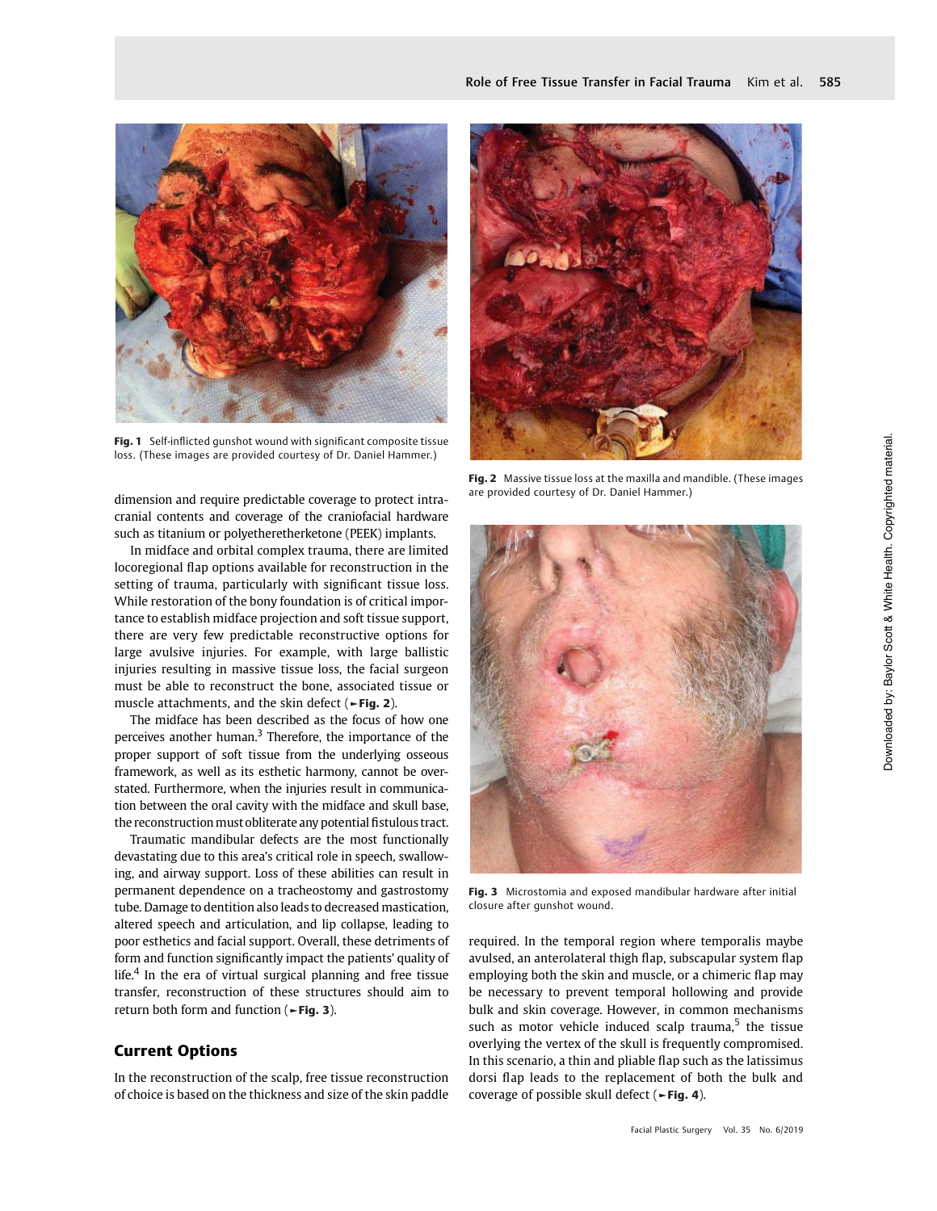Fig. 1 Self-inflicted gunshot wound with significant composite tissue loss. (These images are provided courtesy of Dr. Daniel Hammer.)

Fig. 2 Massive tissue loss at the maxilla and mandible. (These images are provided courtesy of Dr. Daniel Hammer.)

dimension and require predictable coverage to protect intracranial contents and coverage of the craniofacial hardware such as titanium or polyetheretherketone (PEEK) implants.

In midface and orbital complex trauma, there are limited locoregional flap options available for reconstruction in the setting of trauma, particularly with significant tissue loss. While restoration of the bony foundation is of critical importance to establish midface projection and soft tissue support, there are very few predictable reconstructive options for large avulsive injuries. For example, with large ballistic injuries resulting in massive tissue loss, the facial surgeon must be able to reconstruct the bone, associated tissue or muscle attachments, and the skin defect (►Fig. 2).

The midface has been described as the focus of how one perceives another human.[3] Therefore, the importance of the proper support of soft tissue from the underlying osseous framework, as well as its esthetic harmony, cannot be overstated. Furthermore, when the injuries result in communication between the oral cavity with the midface and skull base, the reconstruction must obliterate any potential fistulous tract.

Traumatic mandibular defects are the most functionally devastating due to this area's critical role in speech, swallowing, and airway support. Loss of these abilities can result in permanent dependence on a tracheostomy and gastrostomy tube. Damage to dentition also leads to decreased mastication, altered speech and articulation, and lip collapse, leading to poor esthetics and facial support. Overall, these detriments of form and function significantly impact the patients' quality of life.[4] In the era of virtual surgical planning and free tissue transfer, reconstruction of these structures should aim to return both form and function (►Fig. 3).

Fig. 3 Microstomia and exposed mandibular hardware after initial closure after gunshot wound.

## Current Options

In the reconstruction of the scalp, free tissue reconstruction of choice is based on the thickness and size of the skin paddle required. In the temporal region where temporalis maybe avulsed, an anterolateral thigh flap, subscapular system flap employing both the skin and muscle, or a chimeric flap may be necessary to prevent temporal hollowing and provide bulk and skin coverage. However, in common mechanisms such as motor vehicle induced scalp trauma,[5] the tissue overlying the vertex of the skull is frequently compromised. In this scenario, a thin and pliable flap such as the latissimus dorsi flap leads to the replacement of both the bulk and coverage of possible skull defect (►Fig. 4).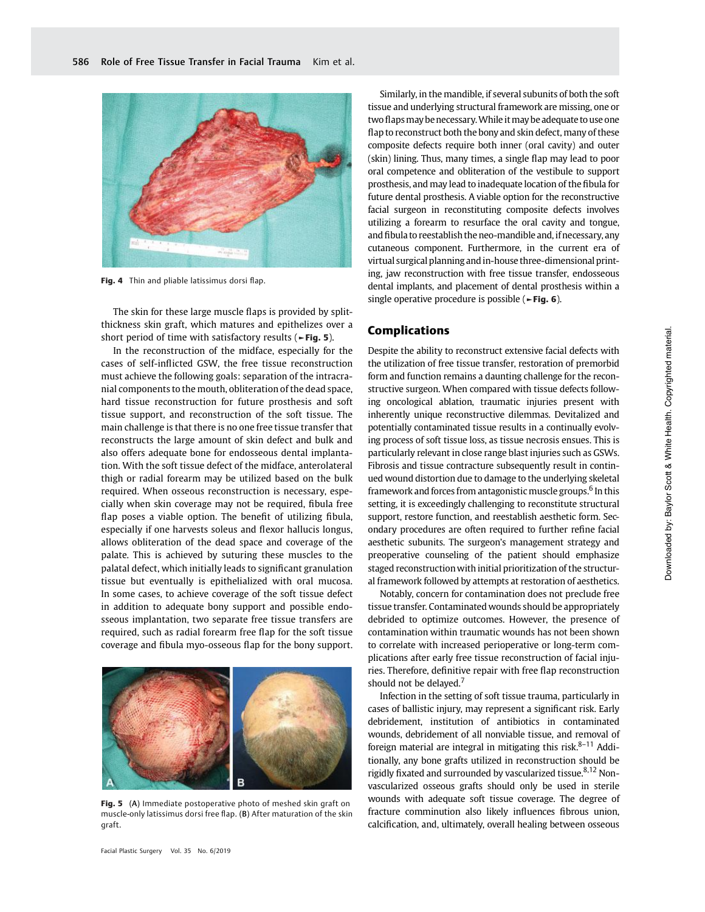Fig. 4 Thin and pliable latissimus dorsi flap.

The skin for these large muscle flaps is provided by split-thickness skin graft, which matures and epithelizes over a short period of time with satisfactory results (►Fig. 5).

In the reconstruction of the midface, especially for the cases of self-inflicted GSW, the free tissue reconstruction must achieve the following goals: separation of the intracranial components to the mouth, obliteration of the dead space, hard tissue reconstruction for future prosthesis and soft tissue support, and reconstruction of the soft tissue. The main challenge is that there is no one free tissue transfer that reconstructs the large amount of skin defect and bulk and also offers adequate bone for endosseous dental implantation. With the soft tissue defect of the midface, anterolateral thigh or radial forearm may be utilized based on the bulk required. When osseous reconstruction is necessary, especially when skin coverage may not be required, fibula free flap poses a viable option. The benefit of utilizing fibula, especially if one harvests soleus and flexor hallucis longus, allows obliteration of the dead space and coverage of the palate. This is achieved by suturing these muscles to the palatal defect, which initially leads to significant granulation tissue but eventually is epithelialized with oral mucosa. In some cases, to achieve coverage of the soft tissue defect in addition to adequate bony support and possible endosseous implantation, two separate free tissue transfers are required, such as radial forearm free flap for the soft tissue coverage and fibula myo-osseous flap for the bony support.

Fig. 5 (A) Immediate postoperative photo of meshed skin graft on muscle-only latissimus dorsi free flap. (B) After maturation of the skin graft.

Similarly, in the mandible, if several subunits of both the soft tissue and underlying structural framework are missing, one or two flaps may be necessary. While it may be adequate to use one flap to reconstruct both the bony and skin defect, many of these composite defects require both inner (oral cavity) and outer (skin) lining. Thus, many times, a single flap may lead to poor oral competence and obliteration of the vestibule to support prosthesis, and may lead to inadequate location of the fibula for future dental prosthesis. A viable option for the reconstructive facial surgeon in reconstituting composite defects involves utilizing a forearm to resurface the oral cavity and tongue, and fibula to reestablish the neo-mandible and, if necessary, any cutaneous component. Furthermore, in the current era of virtual surgical planning and in-house three-dimensional printing, jaw reconstruction with free tissue transfer, endosseous dental implants, and placement of dental prosthesis within a single operative procedure is possible (►Fig. 6).

## Complications

Despite the ability to reconstruct extensive facial defects with the utilization of free tissue transfer, restoration of premorbid form and function remains a daunting challenge for the reconstructive surgeon. When compared with tissue defects following oncological ablation, traumatic injuries present with inherently unique reconstructive dilemmas. Devitalized and potentially contaminated tissue results in a continually evolving process of soft tissue loss, as tissue necrosis ensues. This is particularly relevant in close range blast injuries such as GSWs. Fibrosis and tissue contracture subsequently result in continued wound distortion due to damage to the underlying skeletal framework and forces from antagonistic muscle groups.[6] In this setting, it is exceedingly challenging to reconstitute structural support, restore function, and reestablish aesthetic form. Secondary procedures are often required to further refine facial aesthetic subunits. The surgeon's management strategy and preoperative counseling of the patient should emphasize staged reconstruction with initial prioritization of the structural framework followed by attempts at restoration of aesthetics.

Notably, concern for contamination does not preclude free tissue transfer. Contaminated wounds should be appropriately debrided to optimize outcomes. However, the presence of contamination within traumatic wounds has not been shown to correlate with increased perioperative or long-term complications after early free tissue reconstruction of facial injuries. Therefore, definitive repair with free flap reconstruction should not be delayed.[7]

Infection in the setting of soft tissue trauma, particularly in cases of ballistic injury, may represent a significant risk. Early debridement, institution of antibiotics in contaminated wounds, debridement of all nonviable tissue, and removal of foreign material are integral in mitigating this risk.[8–11] Additionally, any bone grafts utilized in reconstruction should be rigidly fixated and surrounded by vascularized tissue.[8,12] Nonvascularized osseous grafts should only be used in sterile wounds with adequate soft tissue coverage. The degree of fracture comminution also likely influences fibrous union, calcification, and, ultimately, overall healing between osseous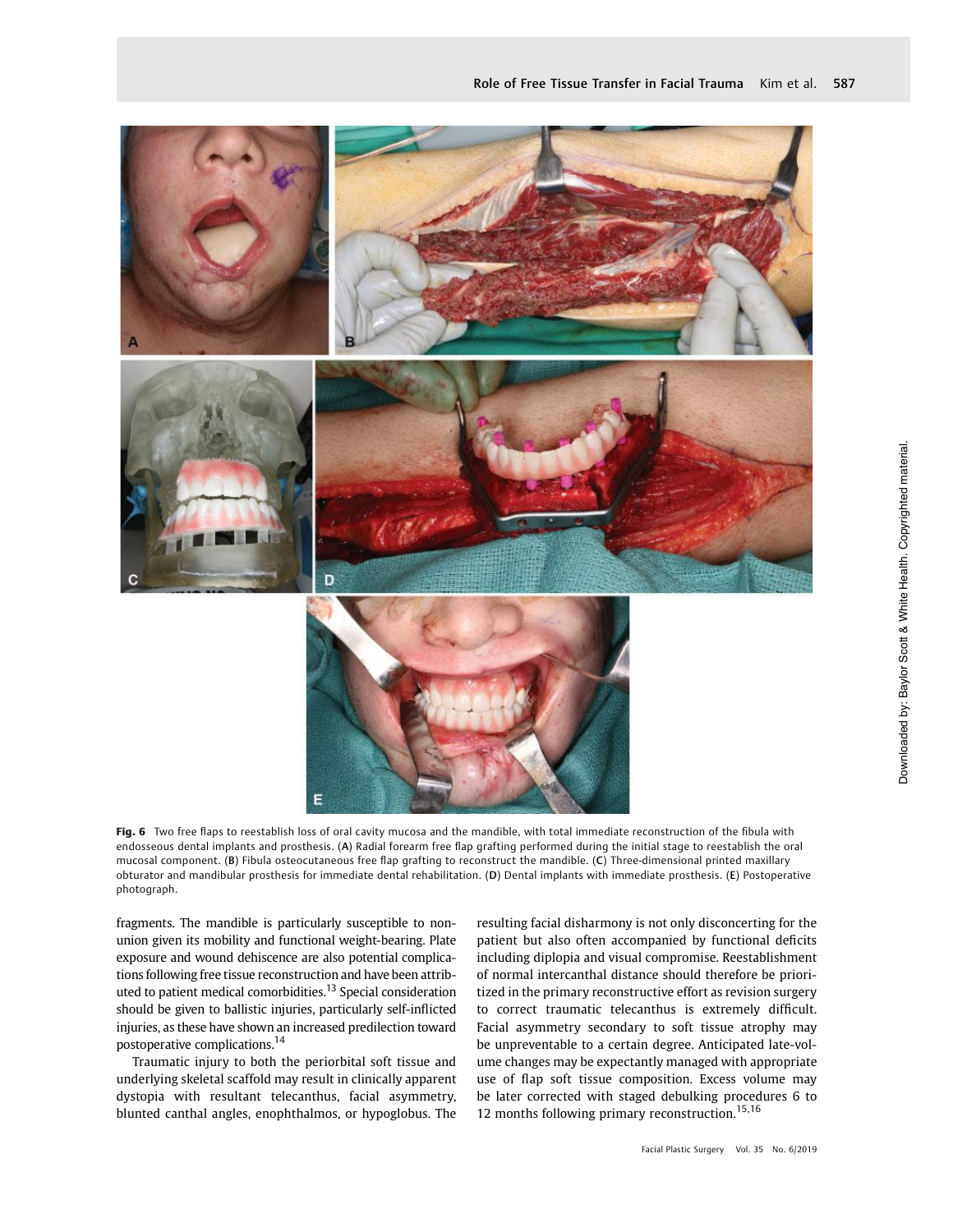**Fig. 6** Two free flaps to reestablish loss of oral cavity mucosa and the mandible, with total immediate reconstruction of the fibula with endosseous dental implants and prosthesis. (**A**) Radial forearm free flap grafting performed during the initial stage to reestablish the oral mucosal component. (**B**) Fibula osteocutaneous free flap grafting to reconstruct the mandible. (**C**) Three-dimensional printed maxillary obturator and mandibular prosthesis for immediate dental rehabilitation. (**D**) Dental implants with immediate prosthesis. (**E**) Postoperative photograph.

fragments. The mandible is particularly susceptible to nonunion given its mobility and functional weight-bearing. Plate exposure and wound dehiscence are also potential complications following free tissue reconstruction and have been attributed to patient medical comorbidities.[13] Special consideration should be given to ballistic injuries, particularly self-inflicted injuries, as these have shown an increased predilection toward postoperative complications.[14]

Traumatic injury to both the periorbital soft tissue and underlying skeletal scaffold may result in clinically apparent dystopia with resultant telecanthus, facial asymmetry, blunted canthal angles, enophthalmos, or hypoglobus. The resulting facial disharmony is not only disconcerting for the patient but also often accompanied by functional deficits including diplopia and visual compromise. Reestablishment of normal intercanthal distance should therefore be prioritized in the primary reconstructive effort as revision surgery to correct traumatic telecanthus is extremely difficult. Facial asymmetry secondary to soft tissue atrophy may be unpreventable to a certain degree. Anticipated late-volume changes may be expectantly managed with appropriate use of flap soft tissue composition. Excess volume may be later corrected with staged debulking procedures 6 to 12 months following primary reconstruction.[15,16]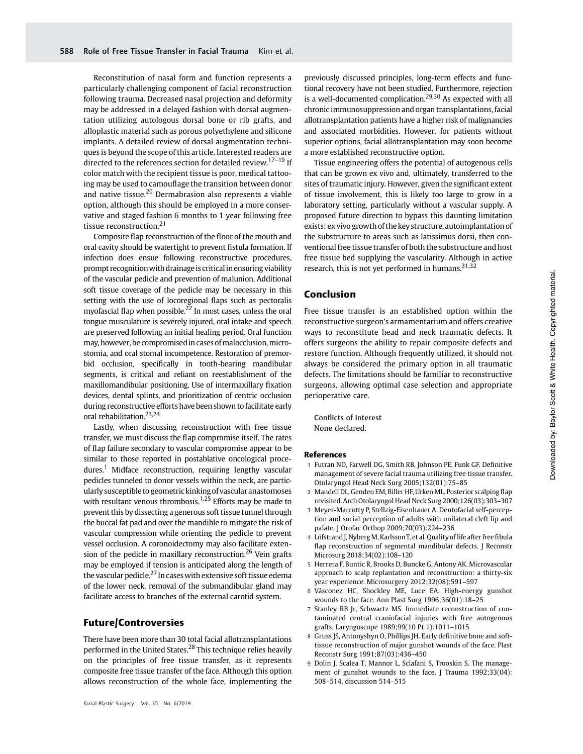Reconstitution of nasal form and function represents a particularly challenging component of facial reconstruction following trauma. Decreased nasal projection and deformity may be addressed in a delayed fashion with dorsal augmentation utilizing autologous dorsal bone or rib grafts, and alloplastic material such as porous polyethylene and silicone implants. A detailed review of dorsal augmentation techniques is beyond the scope of this article. Interested readers are directed to the references section for detailed review.[17–19] If color match with the recipient tissue is poor, medical tattooing may be used to camouflage the transition between donor and native tissue.[20] Dermabrasion also represents a viable option, although this should be employed in a more conservative and staged fashion 6 months to 1 year following free tissue reconstruction.[21]

Composite flap reconstruction of the floor of the mouth and oral cavity should be watertight to prevent fistula formation. If infection does ensue following reconstructive procedures, prompt recognition with drainage is critical in ensuring viability of the vascular pedicle and prevention of malunion. Additional soft tissue coverage of the pedicle may be necessary in this setting with the use of locoregional flaps such as pectoralis myofascial flap when possible.[22] In most cases, unless the oral tongue musculature is severely injured, oral intake and speech are preserved following an initial healing period. Oral function may, however, be compromised in cases of malocclusion, microstomia, and oral stomal incompetence. Restoration of premorbid occlusion, specifically in tooth-bearing mandibular segments, is critical and reliant on reestablishment of the maxillomandibular positioning. Use of intermaxillary fixation devices, dental splints, and prioritization of centric occlusion during reconstructive efforts have been shown to facilitate early oral rehabilitation.[23,24]

Lastly, when discussing reconstruction with free tissue transfer, we must discuss the flap compromise itself. The rates of flap failure secondary to vascular compromise appear to be similar to those reported in postablative oncological procedures.[1] Midface reconstruction, requiring lengthy vascular pedicles tunneled to donor vessels within the neck, are particularly susceptible to geometric kinking of vascular anastomoses with resultant venous thrombosis.[1,25] Efforts may be made to prevent this by dissecting a generous soft tissue tunnel through the buccal fat pad and over the mandible to mitigate the risk of vascular compression while orienting the pedicle to prevent vessel occlusion. A coronoidectomy may also facilitate extension of the pedicle in maxillary reconstruction.[26] Vein grafts may be employed if tension is anticipated along the length of the vascular pedicle.[27] In cases with extensive soft tissue edema of the lower neck, removal of the submandibular gland may facilitate access to branches of the external carotid system.

## Future/Controversies

There have been more than 30 total facial allotransplantations performed in the United States.[28] This technique relies heavily on the principles of free tissue transfer, as it represents composite free tissue transfer of the face. Although this option allows reconstruction of the whole face, implementing the previously discussed principles, long-term effects and functional recovery have not been studied. Furthermore, rejection is a well-documented complication.[29,30] As expected with all chronic immunosuppression and organ transplantations, facial allotransplantation patients have a higher risk of malignancies and associated morbidities. However, for patients without superior options, facial allotransplantation may soon become a more established reconstructive option.

Tissue engineering offers the potential of autogenous cells that can be grown ex vivo and, ultimately, transferred to the sites of traumatic injury. However, given the significant extent of tissue involvement, this is likely too large to grow in a laboratory setting, particularly without a vascular supply. A proposed future direction to bypass this daunting limitation exists: ex vivo growth of the key structure, autoimplantation of the substructure to areas such as latissimus dorsi, then conventional free tissue transfer of both the substructure and host free tissue bed supplying the vascularity. Although in active research, this is not yet performed in humans.[31,32]

## Conclusion

Free tissue transfer is an established option within the reconstructive surgeon's armamentarium and offers creative ways to reconstitute head and neck traumatic defects. It offers surgeons the ability to repair composite defects and restore function. Although frequently utilized, it should not always be considered the primary option in all traumatic defects. The limitations should be familiar to reconstructive surgeons, allowing optimal case selection and appropriate perioperative care.

Conflicts of Interest
None declared.

## References

1 Futran ND, Farwell DG, Smith RB, Johnson PE, Funk GF. Definitive management of severe facial trauma utilizing free tissue transfer. Otolaryngol Head Neck Surg 2005;132(01):75–85

2 Mandell DL, Genden EM, Biller HF, Urken ML. Posterior scalping flap revisited. Arch Otolaryngol Head Neck Surg 2000;126(03):303–307

3 Meyer-Marcotty P, Stellzig-Eisenhauer A. Dentofacial self-perception and social perception of adults with unilateral cleft lip and palate. J Orofac Orthop 2009;70(03):224–236

4 Löfstrand J, Nyberg M, Karlsson T, et al. Quality of life after free fibula flap reconstruction of segmental mandibular defects. J Reconstr Microsurg 2018;34(02):108–120

5 Herrera F, Buntic R, Brooks D, Buncke G, Antony AK. Microvascular approach to scalp replantation and reconstruction: a thirty-six year experience. Microsurgery 2012;32(08):591–597

6 Vásconez HC, Shockley ME, Luce EA. High-energy gunshot wounds to the face. Ann Plast Surg 1996;36(01):18–25

7 Stanley RB Jr, Schwartz MS. Immediate reconstruction of contaminated central craniofacial injuries with free autogenous grafts. Laryngoscope 1989;99(10 Pt 1):1011–1015

8 Gruss JS, Antonyshyn O, Phillips JH. Early definitive bone and soft-tissue reconstruction of major gunshot wounds of the face. Plast Reconstr Surg 1991;87(03):436–450

9 Dolin J, Scalea T, Mannor L, Sclafani S, Trooskin S. The management of gunshot wounds to the face. J Trauma 1992;33(04): 508–514, discussion 514–515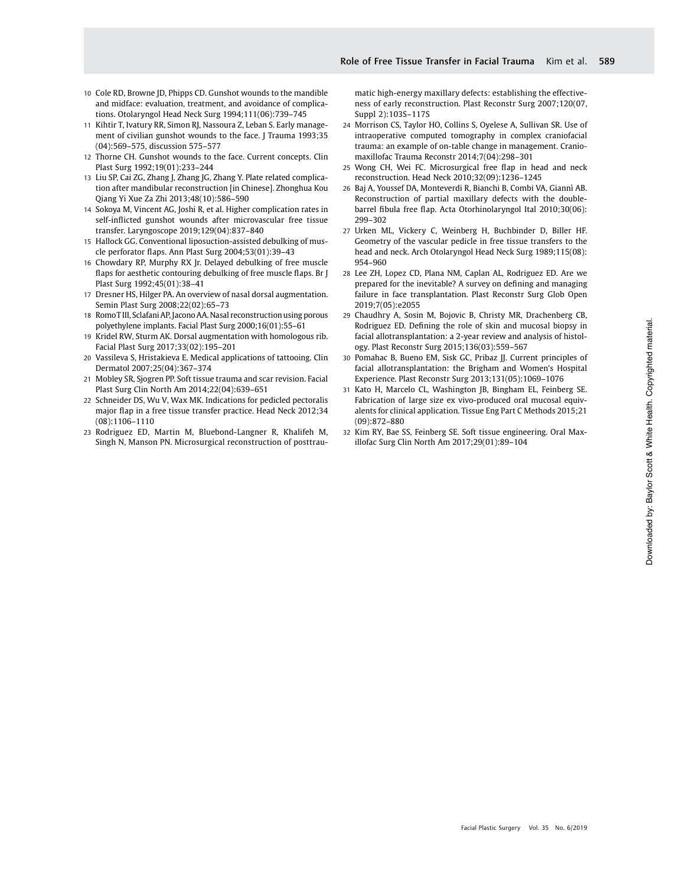10 Cole RD, Browne JD, Phipps CD. Gunshot wounds to the mandible and midface: evaluation, treatment, and avoidance of complications. Otolaryngol Head Neck Surg 1994;111(06):739–745

11 Kihtir T, Ivatury RR, Simon RJ, Nassoura Z, Leban S. Early management of civilian gunshot wounds to the face. J Trauma 1993;35(04):569–575, discussion 575–577

12 Thorne CH. Gunshot wounds to the face. Current concepts. Clin Plast Surg 1992;19(01):233–244

13 Liu SP, Cai ZG, Zhang J, Zhang JG, Zhang Y. Plate related complication after mandibular reconstruction [in Chinese]. Zhonghua Kou Qiang Yi Xue Za Zhi 2013;48(10):586–590

14 Sokoya M, Vincent AG, Joshi R, et al. Higher complication rates in self-inflicted gunshot wounds after microvascular free tissue transfer. Laryngoscope 2019;129(04):837–840

15 Hallock GG. Conventional liposuction-assisted debulking of muscle perforator flaps. Ann Plast Surg 2004;53(01):39–43

16 Chowdary RP, Murphy RX Jr. Delayed debulking of free muscle flaps for aesthetic contouring debulking of free muscle flaps. Br J Plast Surg 1992;45(01):38–41

17 Dresner HS, Hilger PA. An overview of nasal dorsal augmentation. Semin Plast Surg 2008;22(02):65–73

18 Romo T III, Sclafani AP, Jacono AA. Nasal reconstruction using porous polyethylene implants. Facial Plast Surg 2000;16(01):55–61

19 Kridel RW, Sturm AK. Dorsal augmentation with homologous rib. Facial Plast Surg 2017;33(02):195–201

20 Vassileva S, Hristakieva E. Medical applications of tattooing. Clin Dermatol 2007;25(04):367–374

21 Mobley SR, Sjogren PP. Soft tissue trauma and scar revision. Facial Plast Surg Clin North Am 2014;22(04):639–651

22 Schneider DS, Wu V, Wax MK. Indications for pedicled pectoralis major flap in a free tissue transfer practice. Head Neck 2012;34(08):1106–1110

23 Rodriguez ED, Martin M, Bluebond-Langner R, Khalifeh M, Singh N, Manson PN. Microsurgical reconstruction of posttraumatic high-energy maxillary defects: establishing the effectiveness of early reconstruction. Plast Reconstr Surg 2007;120(07, Suppl 2):103S–117S

24 Morrison CS, Taylor HO, Collins S, Oyelese A, Sullivan SR. Use of intraoperative computed tomography in complex craniofacial trauma: an example of on-table change in management. Craniomaxillofac Trauma Reconstr 2014;7(04):298–301

25 Wong CH, Wei FC. Microsurgical free flap in head and neck reconstruction. Head Neck 2010;32(09):1236–1245

26 Baj A, Youssef DA, Monteverdi R, Bianchi B, Combi VA, Giannì AB. Reconstruction of partial maxillary defects with the double-barrel fibula free flap. Acta Otorhinolaryngol Ital 2010;30(06):299–302

27 Urken ML, Vickery C, Weinberg H, Buchbinder D, Biller HF. Geometry of the vascular pedicle in free tissue transfers to the head and neck. Arch Otolaryngol Head Neck Surg 1989;115(08):954–960

28 Lee ZH, Lopez CD, Plana NM, Caplan AL, Rodriguez ED. Are we prepared for the inevitable? A survey on defining and managing failure in face transplantation. Plast Reconstr Surg Glob Open 2019;7(05):e2055

29 Chaudhry A, Sosin M, Bojovic B, Christy MR, Drachenberg CB, Rodriguez ED. Defining the role of skin and mucosal biopsy in facial allotransplantation: a 2-year review and analysis of histology. Plast Reconstr Surg 2015;136(03):559–567

30 Pomahac B, Bueno EM, Sisk GC, Pribaz JJ. Current principles of facial allotransplantation: the Brigham and Women's Hospital Experience. Plast Reconstr Surg 2013;131(05):1069–1076

31 Kato H, Marcelo CL, Washington JB, Bingham EL, Feinberg SE. Fabrication of large size ex vivo-produced oral mucosal equivalents for clinical application. Tissue Eng Part C Methods 2015;21(09):872–880

32 Kim RY, Bae SS, Feinberg SE. Soft tissue engineering. Oral Maxillofac Surg Clin North Am 2017;29(01):89–104